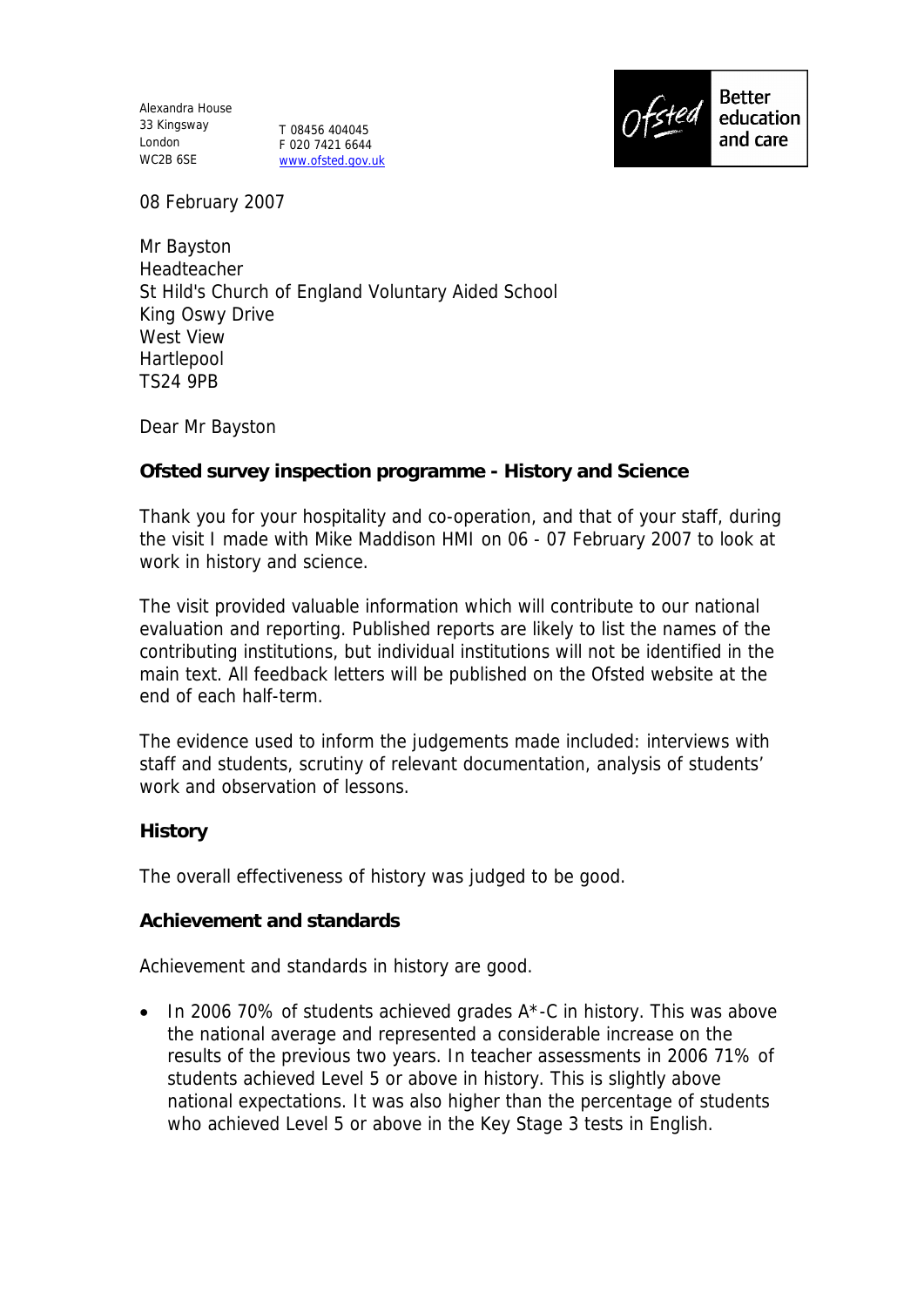Alexandra House
33 Kingsway
London
WC2B 6SE

T 08456 404045
F 020 7421 6644
www.ofsted.gov.uk

Ofsted Better education and care

08 February 2007

Mr Bayston
Headteacher
St Hild's Church of England Voluntary Aided School
King Oswy Drive
West View
Hartlepool
TS24 9PB

Dear Mr Bayston

**Ofsted survey inspection programme - History and Science**

Thank you for your hospitality and co-operation, and that of your staff, during the visit I made with Mike Maddison HMI on 06 - 07 February 2007 to look at work in history and science.

The visit provided valuable information which will contribute to our national evaluation and reporting. Published reports are likely to list the names of the contributing institutions, but individual institutions will not be identified in the main text. All feedback letters will be published on the Ofsted website at the end of each half-term.

The evidence used to inform the judgements made included: interviews with staff and students, scrutiny of relevant documentation, analysis of students' work and observation of lessons.

**History**

The overall effectiveness of history was judged to be good.

**Achievement and standards**

Achievement and standards in history are good.

- In 2006 70% of students achieved grades A*-C in history. This was above the national average and represented a considerable increase on the results of the previous two years. In teacher assessments in 2006 71% of students achieved Level 5 or above in history. This is slightly above national expectations. It was also higher than the percentage of students who achieved Level 5 or above in the Key Stage 3 tests in English.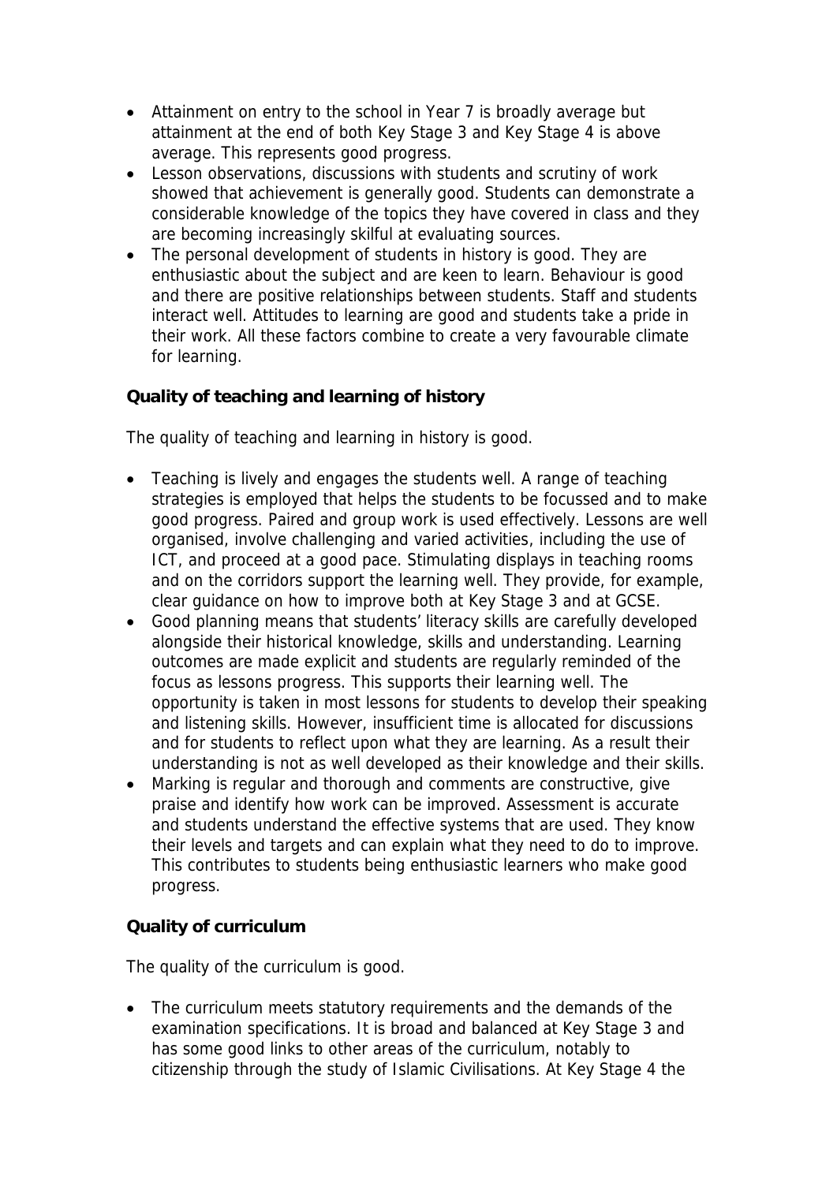- Attainment on entry to the school in Year 7 is broadly average but attainment at the end of both Key Stage 3 and Key Stage 4 is above average. This represents good progress.
- Lesson observations, discussions with students and scrutiny of work showed that achievement is generally good. Students can demonstrate a considerable knowledge of the topics they have covered in class and they are becoming increasingly skilful at evaluating sources.
- The personal development of students in history is good. They are enthusiastic about the subject and are keen to learn. Behaviour is good and there are positive relationships between students. Staff and students interact well. Attitudes to learning are good and students take a pride in their work. All these factors combine to create a very favourable climate for learning.

**Quality of teaching and learning of history**

The quality of teaching and learning in history is good.

- Teaching is lively and engages the students well. A range of teaching strategies is employed that helps the students to be focussed and to make good progress. Paired and group work is used effectively. Lessons are well organised, involve challenging and varied activities, including the use of ICT, and proceed at a good pace. Stimulating displays in teaching rooms and on the corridors support the learning well. They provide, for example, clear guidance on how to improve both at Key Stage 3 and at GCSE.
- Good planning means that students' literacy skills are carefully developed alongside their historical knowledge, skills and understanding. Learning outcomes are made explicit and students are regularly reminded of the focus as lessons progress. This supports their learning well. The opportunity is taken in most lessons for students to develop their speaking and listening skills. However, insufficient time is allocated for discussions and for students to reflect upon what they are learning. As a result their understanding is not as well developed as their knowledge and their skills.
- Marking is regular and thorough and comments are constructive, give praise and identify how work can be improved. Assessment is accurate and students understand the effective systems that are used. They know their levels and targets and can explain what they need to do to improve. This contributes to students being enthusiastic learners who make good progress.

**Quality of curriculum**

The quality of the curriculum is good.

- The curriculum meets statutory requirements and the demands of the examination specifications. It is broad and balanced at Key Stage 3 and has some good links to other areas of the curriculum, notably to citizenship through the study of Islamic Civilisations. At Key Stage 4 the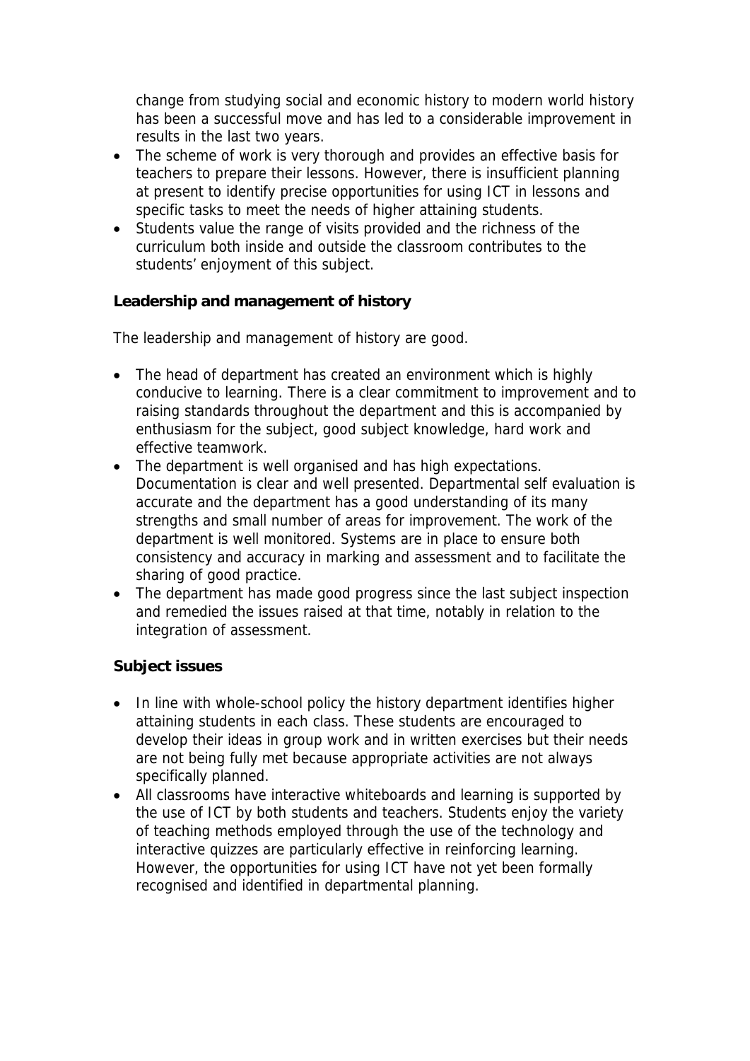change from studying social and economic history to modern world history has been a successful move and has led to a considerable improvement in results in the last two years.

- The scheme of work is very thorough and provides an effective basis for teachers to prepare their lessons. However, there is insufficient planning at present to identify precise opportunities for using ICT in lessons and specific tasks to meet the needs of higher attaining students.
- Students value the range of visits provided and the richness of the curriculum both inside and outside the classroom contributes to the students' enjoyment of this subject.

**Leadership and management of history**

The leadership and management of history are good.

- The head of department has created an environment which is highly conducive to learning. There is a clear commitment to improvement and to raising standards throughout the department and this is accompanied by enthusiasm for the subject, good subject knowledge, hard work and effective teamwork.
- The department is well organised and has high expectations. Documentation is clear and well presented. Departmental self evaluation is accurate and the department has a good understanding of its many strengths and small number of areas for improvement. The work of the department is well monitored. Systems are in place to ensure both consistency and accuracy in marking and assessment and to facilitate the sharing of good practice.
- The department has made good progress since the last subject inspection and remedied the issues raised at that time, notably in relation to the integration of assessment.

**Subject issues**

- In line with whole-school policy the history department identifies higher attaining students in each class. These students are encouraged to develop their ideas in group work and in written exercises but their needs are not being fully met because appropriate activities are not always specifically planned.
- All classrooms have interactive whiteboards and learning is supported by the use of ICT by both students and teachers. Students enjoy the variety of teaching methods employed through the use of the technology and interactive quizzes are particularly effective in reinforcing learning. However, the opportunities for using ICT have not yet been formally recognised and identified in departmental planning.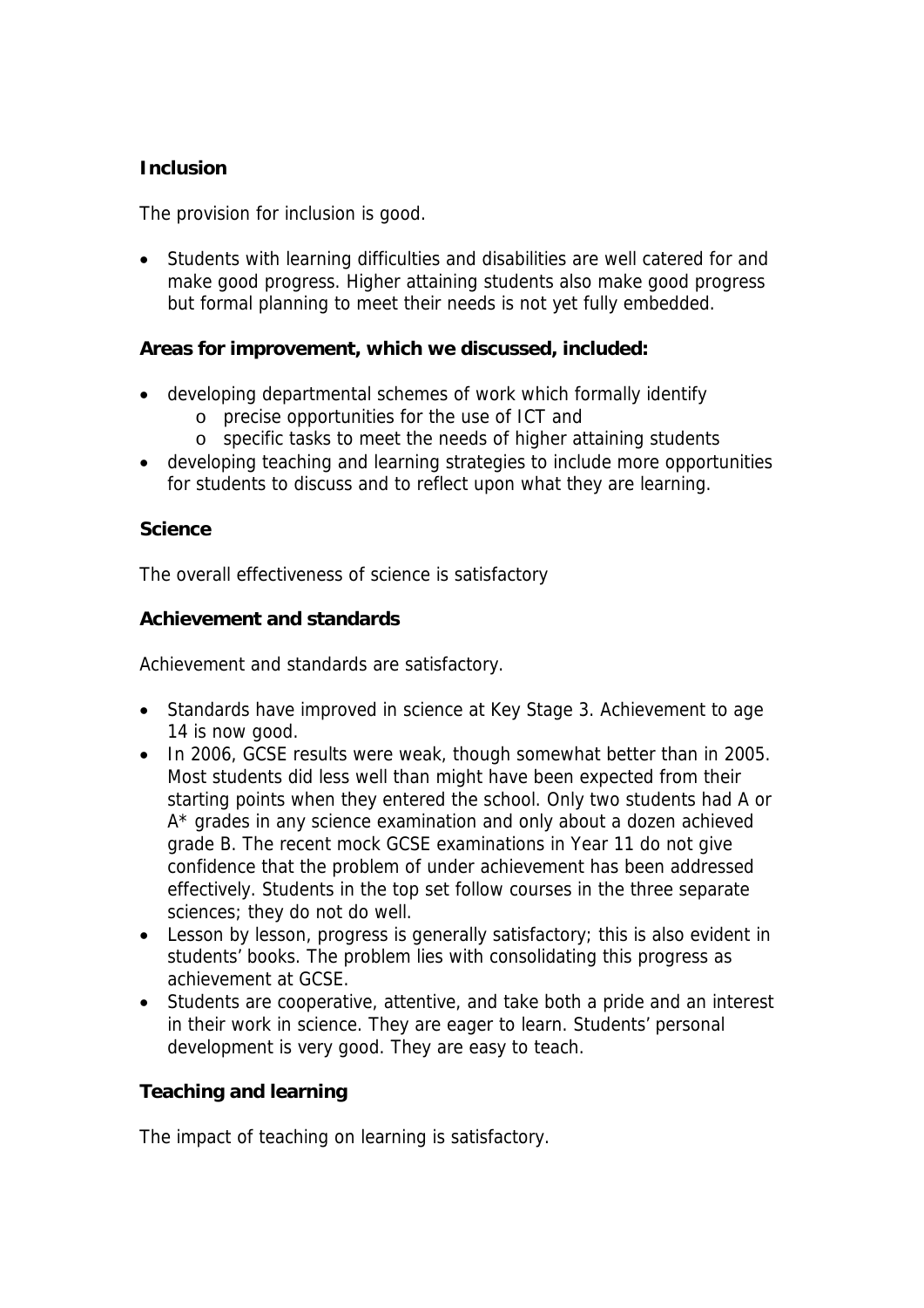**Inclusion**

The provision for inclusion is good.

- Students with learning difficulties and disabilities are well catered for and make good progress. Higher attaining students also make good progress but formal planning to meet their needs is not yet fully embedded.

**Areas for improvement, which we discussed, included:**

- developing departmental schemes of work which formally identify
  - precise opportunities for the use of ICT and
  - specific tasks to meet the needs of higher attaining students
- developing teaching and learning strategies to include more opportunities for students to discuss and to reflect upon what they are learning.

**Science**

The overall effectiveness of science is satisfactory

**Achievement and standards**

Achievement and standards are satisfactory.

- Standards have improved in science at Key Stage 3. Achievement to age 14 is now good.
- In 2006, GCSE results were weak, though somewhat better than in 2005. Most students did less well than might have been expected from their starting points when they entered the school. Only two students had A or A* grades in any science examination and only about a dozen achieved grade B. The recent mock GCSE examinations in Year 11 do not give confidence that the problem of under achievement has been addressed effectively. Students in the top set follow courses in the three separate sciences; they do not do well.
- Lesson by lesson, progress is generally satisfactory; this is also evident in students' books. The problem lies with consolidating this progress as achievement at GCSE.
- Students are cooperative, attentive, and take both a pride and an interest in their work in science. They are eager to learn. Students' personal development is very good. They are easy to teach.

**Teaching and learning**

The impact of teaching on learning is satisfactory.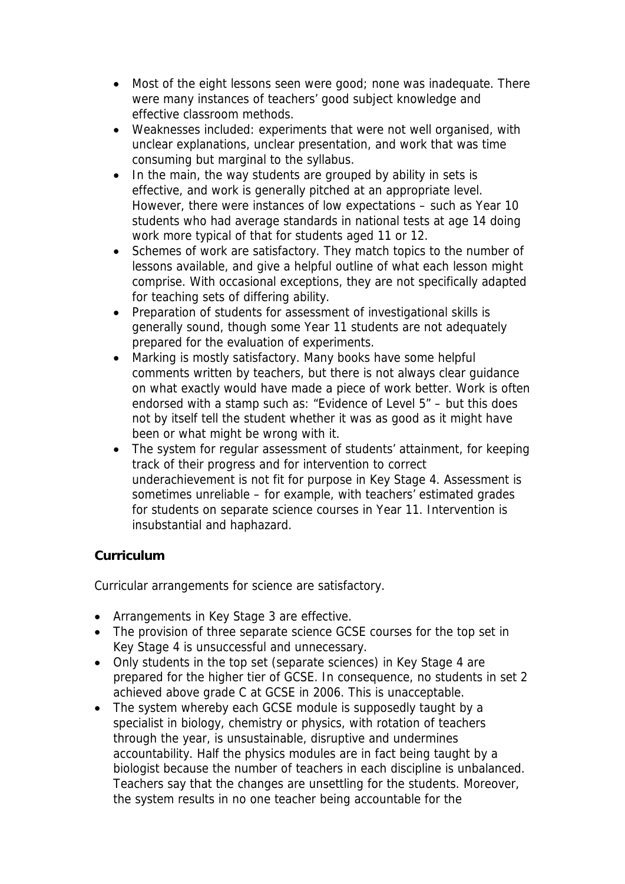- Most of the eight lessons seen were good; none was inadequate. There were many instances of teachers' good subject knowledge and effective classroom methods.
- Weaknesses included: experiments that were not well organised, with unclear explanations, unclear presentation, and work that was time consuming but marginal to the syllabus.
- In the main, the way students are grouped by ability in sets is effective, and work is generally pitched at an appropriate level. However, there were instances of low expectations – such as Year 10 students who had average standards in national tests at age 14 doing work more typical of that for students aged 11 or 12.
- Schemes of work are satisfactory. They match topics to the number of lessons available, and give a helpful outline of what each lesson might comprise. With occasional exceptions, they are not specifically adapted for teaching sets of differing ability.
- Preparation of students for assessment of investigational skills is generally sound, though some Year 11 students are not adequately prepared for the evaluation of experiments.
- Marking is mostly satisfactory. Many books have some helpful comments written by teachers, but there is not always clear guidance on what exactly would have made a piece of work better. Work is often endorsed with a stamp such as: "Evidence of Level 5" – but this does not by itself tell the student whether it was as good as it might have been or what might be wrong with it.
- The system for regular assessment of students' attainment, for keeping track of their progress and for intervention to correct underachievement is not fit for purpose in Key Stage 4. Assessment is sometimes unreliable – for example, with teachers' estimated grades for students on separate science courses in Year 11. Intervention is insubstantial and haphazard.

### Curriculum

Curricular arrangements for science are satisfactory.

- Arrangements in Key Stage 3 are effective.
- The provision of three separate science GCSE courses for the top set in Key Stage 4 is unsuccessful and unnecessary.
- Only students in the top set (separate sciences) in Key Stage 4 are prepared for the higher tier of GCSE. In consequence, no students in set 2 achieved above grade C at GCSE in 2006. This is unacceptable.
- The system whereby each GCSE module is supposedly taught by a specialist in biology, chemistry or physics, with rotation of teachers through the year, is unsustainable, disruptive and undermines accountability. Half the physics modules are in fact being taught by a biologist because the number of teachers in each discipline is unbalanced. Teachers say that the changes are unsettling for the students. Moreover, the system results in no one teacher being accountable for the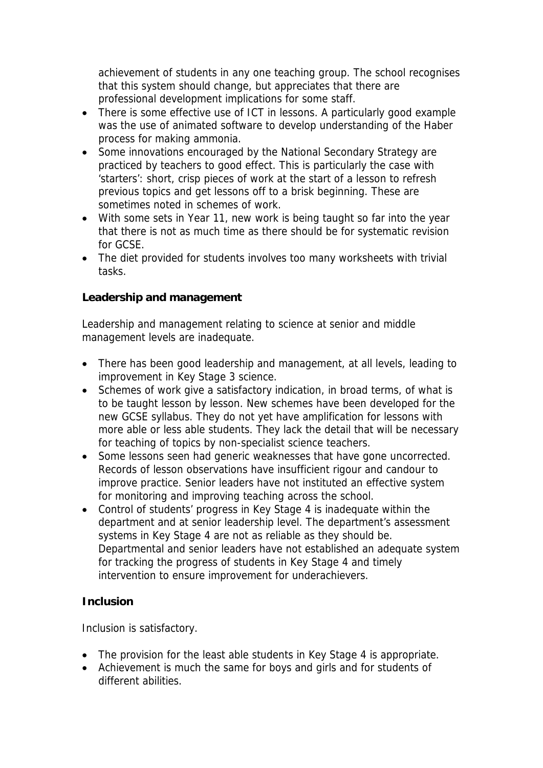achievement of students in any one teaching group. The school recognises that this system should change, but appreciates that there are professional development implications for some staff.

- There is some effective use of ICT in lessons. A particularly good example was the use of animated software to develop understanding of the Haber process for making ammonia.
- Some innovations encouraged by the National Secondary Strategy are practiced by teachers to good effect. This is particularly the case with 'starters': short, crisp pieces of work at the start of a lesson to refresh previous topics and get lessons off to a brisk beginning. These are sometimes noted in schemes of work.
- With some sets in Year 11, new work is being taught so far into the year that there is not as much time as there should be for systematic revision for GCSE.
- The diet provided for students involves too many worksheets with trivial tasks.

**Leadership and management**

Leadership and management relating to science at senior and middle management levels are inadequate.

- There has been good leadership and management, at all levels, leading to improvement in Key Stage 3 science.
- Schemes of work give a satisfactory indication, in broad terms, of what is to be taught lesson by lesson. New schemes have been developed for the new GCSE syllabus. They do not yet have amplification for lessons with more able or less able students. They lack the detail that will be necessary for teaching of topics by non-specialist science teachers.
- Some lessons seen had generic weaknesses that have gone uncorrected. Records of lesson observations have insufficient rigour and candour to improve practice. Senior leaders have not instituted an effective system for monitoring and improving teaching across the school.
- Control of students' progress in Key Stage 4 is inadequate within the department and at senior leadership level. The department's assessment systems in Key Stage 4 are not as reliable as they should be. Departmental and senior leaders have not established an adequate system for tracking the progress of students in Key Stage 4 and timely intervention to ensure improvement for underachievers.

**Inclusion**

Inclusion is satisfactory.

- The provision for the least able students in Key Stage 4 is appropriate.
- Achievement is much the same for boys and girls and for students of different abilities.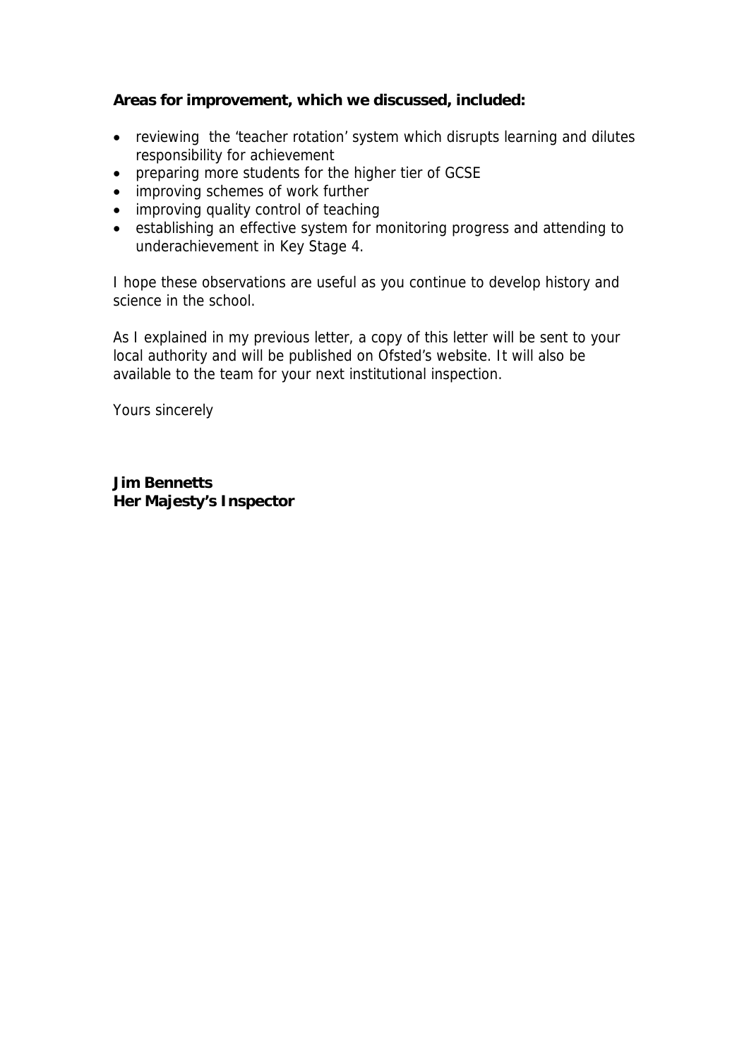**Areas for improvement, which we discussed, included:**

- reviewing  the 'teacher rotation' system which disrupts learning and dilutes responsibility for achievement
- preparing more students for the higher tier of GCSE
- improving schemes of work further
- improving quality control of teaching
- establishing an effective system for monitoring progress and attending to underachievement in Key Stage 4.

I hope these observations are useful as you continue to develop history and science in the school.

As I explained in my previous letter, a copy of this letter will be sent to your local authority and will be published on Ofsted's website. It will also be available to the team for your next institutional inspection.

Yours sincerely

**Jim Bennetts**
**Her Majesty's Inspector**